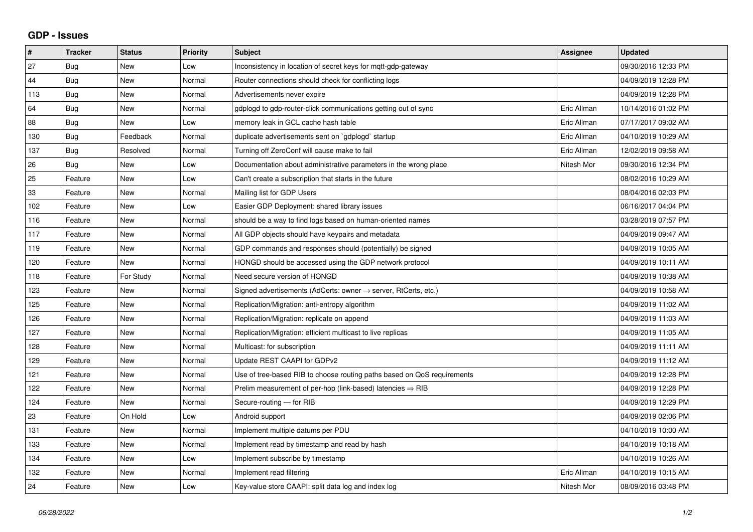## GDP - Issues

| # | Tracker | Status | Priority | Subject | Assignee | Updated |
|---|---|---|---|---|---|---|
| 27 | Bug | New | Low | Inconsistency in location of secret keys for mqtt-gdp-gateway | | 09/30/2016 12:33 PM |
| 44 | Bug | New | Normal | Router connections should check for conflicting logs | | 04/09/2019 12:28 PM |
| 113 | Bug | New | Normal | Advertisements never expire | | 04/09/2019 12:28 PM |
| 64 | Bug | New | Normal | gdplogd to gdp-router-click communications getting out of sync | Eric Allman | 10/14/2016 01:02 PM |
| 88 | Bug | New | Low | memory leak in GCL cache hash table | Eric Allman | 07/17/2017 09:02 AM |
| 130 | Bug | Feedback | Normal | duplicate advertisements sent on `gdplogd` startup | Eric Allman | 04/10/2019 10:29 AM |
| 137 | Bug | Resolved | Normal | Turning off ZeroConf will cause make to fail | Eric Allman | 12/02/2019 09:58 AM |
| 26 | Bug | New | Low | Documentation about administrative parameters in the wrong place | Nitesh Mor | 09/30/2016 12:34 PM |
| 25 | Feature | New | Low | Can't create a subscription that starts in the future | | 08/02/2016 10:29 AM |
| 33 | Feature | New | Normal | Mailing list for GDP Users | | 08/04/2016 02:03 PM |
| 102 | Feature | New | Low | Easier GDP Deployment: shared library issues | | 06/16/2017 04:04 PM |
| 116 | Feature | New | Normal | should be a way to find logs based on human-oriented names | | 03/28/2019 07:57 PM |
| 117 | Feature | New | Normal | All GDP objects should have keypairs and metadata | | 04/09/2019 09:47 AM |
| 119 | Feature | New | Normal | GDP commands and responses should (potentially) be signed | | 04/09/2019 10:05 AM |
| 120 | Feature | New | Normal | HONGD should be accessed using the GDP network protocol | | 04/09/2019 10:11 AM |
| 118 | Feature | For Study | Normal | Need secure version of HONGD | | 04/09/2019 10:38 AM |
| 123 | Feature | New | Normal | Signed advertisements (AdCerts: owner → server, RtCerts, etc.) | | 04/09/2019 10:58 AM |
| 125 | Feature | New | Normal | Replication/Migration: anti-entropy algorithm | | 04/09/2019 11:02 AM |
| 126 | Feature | New | Normal | Replication/Migration: replicate on append | | 04/09/2019 11:03 AM |
| 127 | Feature | New | Normal | Replication/Migration: efficient multicast to live replicas | | 04/09/2019 11:05 AM |
| 128 | Feature | New | Normal | Multicast: for subscription | | 04/09/2019 11:11 AM |
| 129 | Feature | New | Normal | Update REST CAAPI for GDPv2 | | 04/09/2019 11:12 AM |
| 121 | Feature | New | Normal | Use of tree-based RIB to choose routing paths based on QoS requirements | | 04/09/2019 12:28 PM |
| 122 | Feature | New | Normal | Prelim measurement of per-hop (link-based) latencies ⇒ RIB | | 04/09/2019 12:28 PM |
| 124 | Feature | New | Normal | Secure-routing — for RIB | | 04/09/2019 12:29 PM |
| 23 | Feature | On Hold | Low | Android support | | 04/09/2019 02:06 PM |
| 131 | Feature | New | Normal | Implement multiple datums per PDU | | 04/10/2019 10:00 AM |
| 133 | Feature | New | Normal | Implement read by timestamp and read by hash | | 04/10/2019 10:18 AM |
| 134 | Feature | New | Low | Implement subscribe by timestamp | | 04/10/2019 10:26 AM |
| 132 | Feature | New | Normal | Implement read filtering | Eric Allman | 04/10/2019 10:15 AM |
| 24 | Feature | New | Low | Key-value store CAAPI: split data log and index log | Nitesh Mor | 08/09/2016 03:48 PM |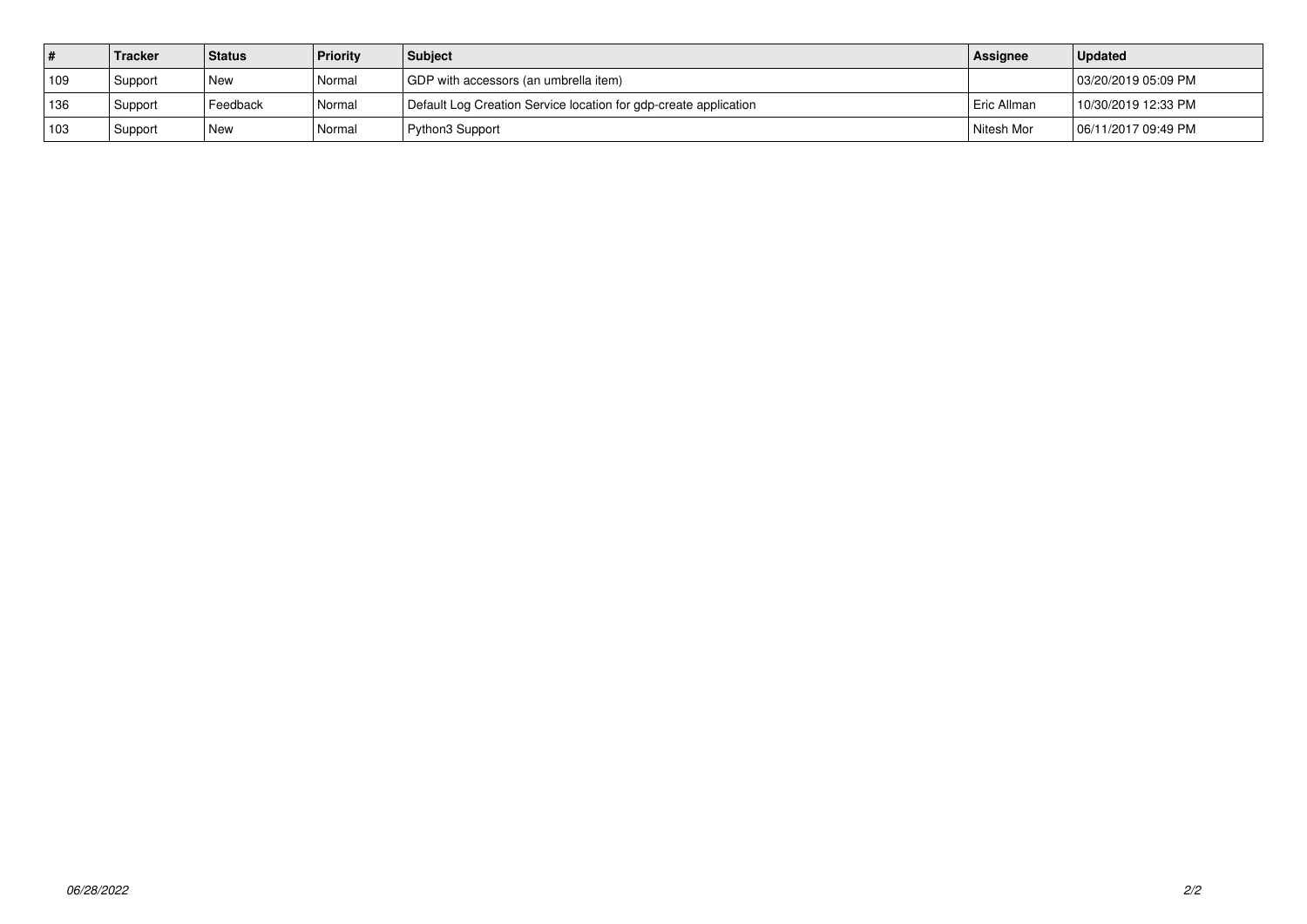| # | Tracker | Status | Priority | Subject | Assignee | Updated |
|---|---|---|---|---|---|---|
| 109 | Support | New | Normal | GDP with accessors (an umbrella item) | | 03/20/2019 05:09 PM |
| 136 | Support | Feedback | Normal | Default Log Creation Service location for gdp-create application | Eric Allman | 10/30/2019 12:33 PM |
| 103 | Support | New | Normal | Python3 Support | Nitesh Mor | 06/11/2017 09:49 PM |